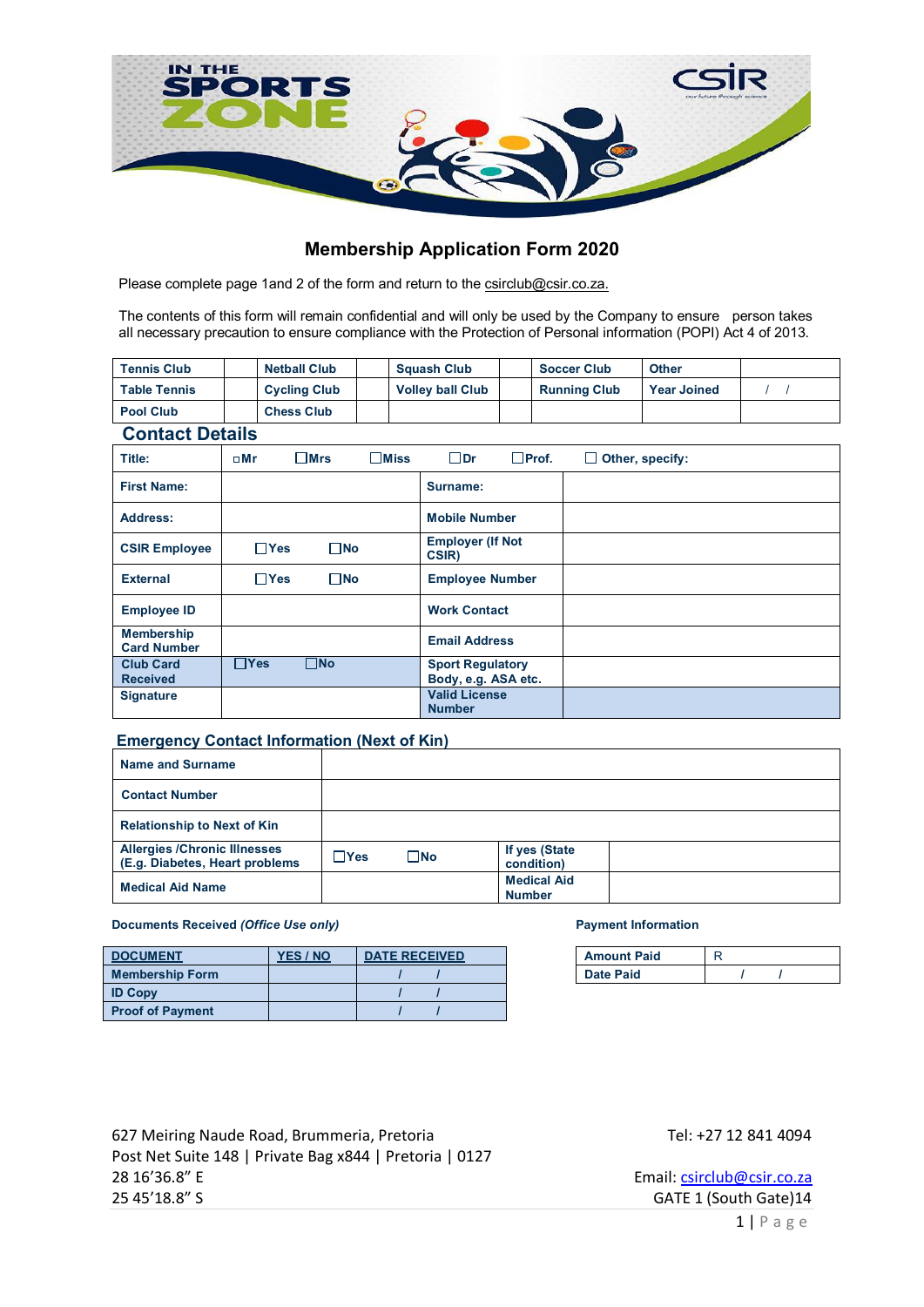# Membership Application Form 2020

Please complete page 1and 2 of the form and return to the csirclub@csir.co.za.

The contents of this form will remain confidential and will only be used by the Company to ensure person takes all necessary precaution to ensure compliance with the Protection of Personal information (POPI) Act 4 of 2013.

| Tennis Club | | Netball Club | | Squash Club | | Soccer Club | Other | |
|---|---|---|---|---|---|---|---|---|
| Table Tennis | | Cycling Club | | Volley ball Club | | Running Club | Year Joined | / / |
| Pool Club | | Chess Club | | | | | | |

## Contact Details

| Title: | ☐Mr ☐Mrs ☐Miss | ☐Dr ☐Prof. ☐ Other, specify: | |
|---|---|---|---|
| First Name: | | Surname: | |
| Address: | | Mobile Number | |
| CSIR Employee | ☐Yes ☐No | Employer (If Not CSIR) | |
| External | ☐Yes ☐No | Employee Number | |
| Employee ID | | Work Contact | |
| Membership Card Number | | Email Address | |
| Club Card Received | ☐Yes ☐No | Sport Regulatory Body, e.g. ASA etc. | |
| Signature | | Valid License Number | |

## Emergency Contact Information (Next of Kin)

| Name and Surname | | | |
|---|---|---|---|
| Contact Number | | | |
| Relationship to Next of Kin | | | |
| Allergies /Chronic Illnesses (E.g. Diabetes, Heart problems | ☐Yes ☐No | If yes (State condition) | |
| Medical Aid Name | | Medical Aid Number | |

**Documents Received** ***(Office Use only)***

| DOCUMENT | YES / NO | DATE RECEIVED |
|---|---|---|
| Membership Form | | / / |
| ID Copy | | / / |
| Proof of Payment | | / / |

**Payment Information**

| Amount Paid | R |
|---|---|
| Date Paid | / / |

627 Meiring Naude Road, Brummeria, Pretoria
Post Net Suite 148 | Private Bag x844 | Pretoria | 0127
28 16'36.8" E
25 45'18.8" S

Tel: +27 12 841 4094

Email: csirclub@csir.co.za
GATE 1 (South Gate)14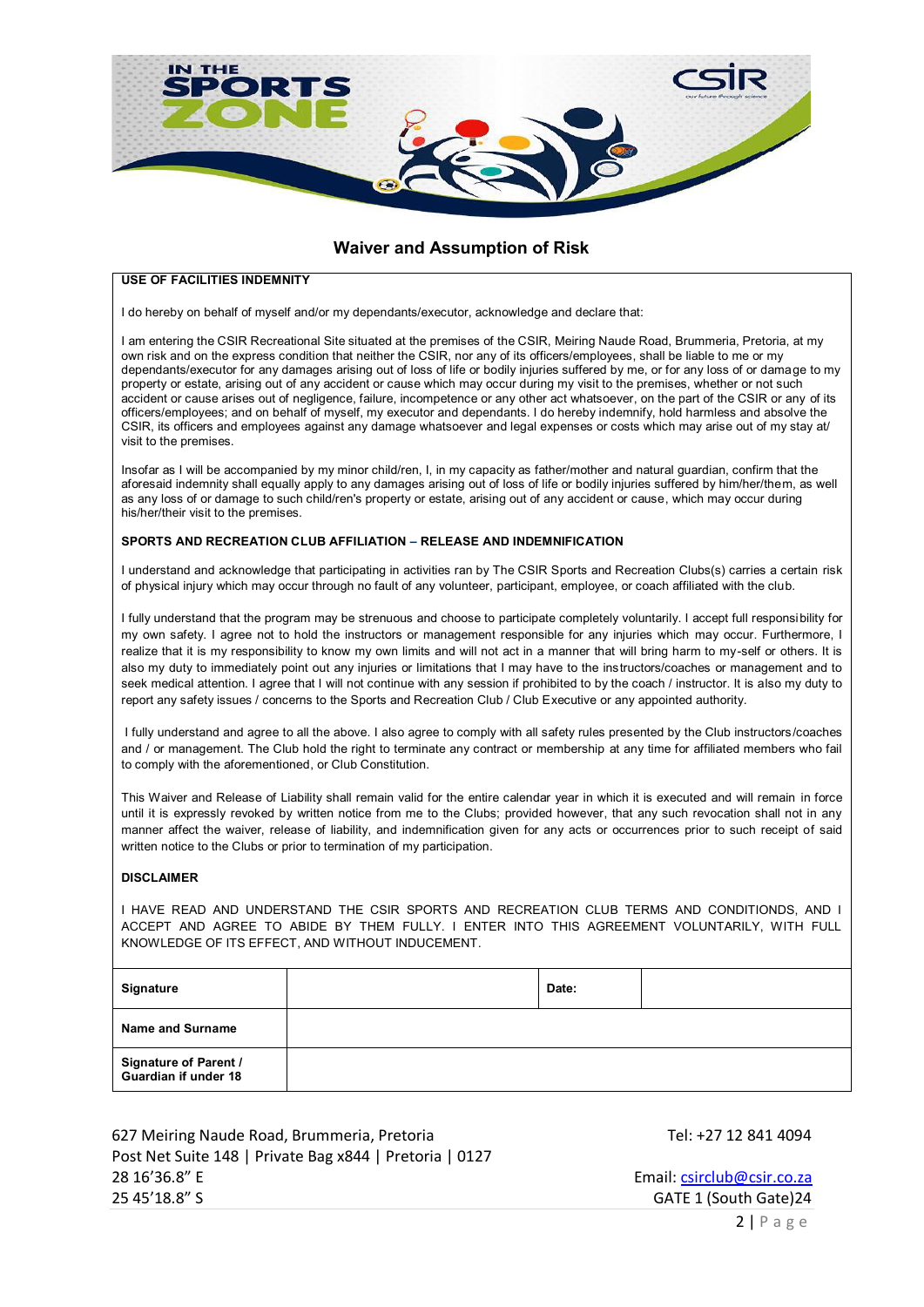## Waiver and Assumption of Risk

**USE OF FACILITIES INDEMNITY**

I do hereby on behalf of myself and/or my dependants/executor, acknowledge and declare that:

I am entering the CSIR Recreational Site situated at the premises of the CSIR, Meiring Naude Road, Brummeria, Pretoria, at my own risk and on the express condition that neither the CSIR, nor any of its officers/employees, shall be liable to me or my dependants/executor for any damages arising out of loss of life or bodily injuries suffered by me, or for any loss of or damage to my property or estate, arising out of any accident or cause which may occur during my visit to the premises, whether or not such accident or cause arises out of negligence, failure, incompetence or any other act whatsoever, on the part of the CSIR or any of its officers/employees; and on behalf of myself, my executor and dependants. I do hereby indemnify, hold harmless and absolve the CSIR, its officers and employees against any damage whatsoever and legal expenses or costs which may arise out of my stay at/ visit to the premises.

Insofar as I will be accompanied by my minor child/ren, I, in my capacity as father/mother and natural guardian, confirm that the aforesaid indemnity shall equally apply to any damages arising out of loss of life or bodily injuries suffered by him/her/them, as well as any loss of or damage to such child/ren's property or estate, arising out of any accident or cause, which may occur during his/her/their visit to the premises.

**SPORTS AND RECREATION CLUB AFFILIATION – RELEASE AND INDEMNIFICATION**

I understand and acknowledge that participating in activities ran by The CSIR Sports and Recreation Clubs(s) carries a certain risk of physical injury which may occur through no fault of any volunteer, participant, employee, or coach affiliated with the club.

I fully understand that the program may be strenuous and choose to participate completely voluntarily. I accept full responsibility for my own safety. I agree not to hold the instructors or management responsible for any injuries which may occur. Furthermore, I realize that it is my responsibility to know my own limits and will not act in a manner that will bring harm to my-self or others. It is also my duty to immediately point out any injuries or limitations that I may have to the instructors/coaches or management and to seek medical attention. I agree that I will not continue with any session if prohibited to by the coach / instructor. It is also my duty to report any safety issues / concerns to the Sports and Recreation Club / Club Executive or any appointed authority.

I fully understand and agree to all the above. I also agree to comply with all safety rules presented by the Club instructors/coaches and / or management. The Club hold the right to terminate any contract or membership at any time for affiliated members who fail to comply with the aforementioned, or Club Constitution.

This Waiver and Release of Liability shall remain valid for the entire calendar year in which it is executed and will remain in force until it is expressly revoked by written notice from me to the Clubs; provided however, that any such revocation shall not in any manner affect the waiver, release of liability, and indemnification given for any acts or occurrences prior to such receipt of said written notice to the Clubs or prior to termination of my participation.

**DISCLAIMER**

I HAVE READ AND UNDERSTAND THE CSIR SPORTS AND RECREATION CLUB TERMS AND CONDITIONDS, AND I ACCEPT AND AGREE TO ABIDE BY THEM FULLY. I ENTER INTO THIS AGREEMENT VOLUNTARILY, WITH FULL KNOWLEDGE OF ITS EFFECT, AND WITHOUT INDUCEMENT.

| **Signature** | | **Date:** | |
|---|---|---|---|
| **Name and Surname** | | | |
| **Signature of Parent / Guardian if under 18** | | | |

627 Meiring Naude Road, Brummeria, Pretoria
Post Net Suite 148 | Private Bag x844 | Pretoria | 0127
28 16'36.8" E
25 45'18.8" S

Tel: +27 12 841 4094

Email: csirclub@csir.co.za
GATE 1 (South Gate)24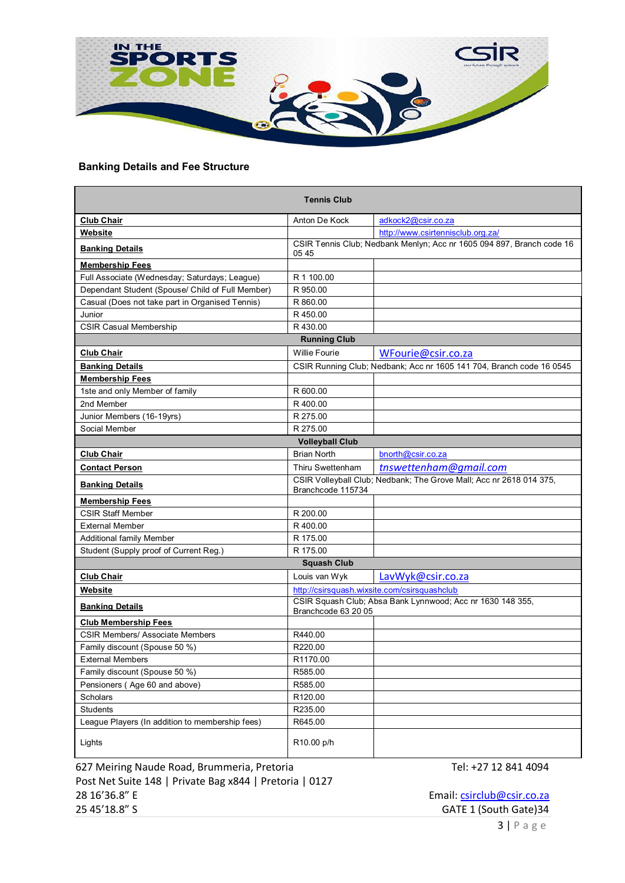## Banking Details and Fee Structure

| Tennis Club | | |
|---|---|---|
| **Club Chair** | Anton De Kock | adkock2@csir.co.za |
| **Website** | | http://www.csirtennisclub.org.za/ |
| **Banking Details** | CSIR Tennis Club; Nedbank Menlyn; Acc nr 1605 094 897, Branch code 16 05 45 | |
| **Membership Fees** | | |
| Full Associate (Wednesday; Saturdays; League) | R 1 100.00 | |
| Dependant Student (Spouse/ Child of Full Member) | R 950.00 | |
| Casual (Does not take part in Organised Tennis) | R 860.00 | |
| Junior | R 450.00 | |
| CSIR Casual Membership | R 430.00 | |
| **Running Club** | | |
| **Club Chair** | Willie Fourie | WFourie@csir.co.za |
| **Banking Details** | CSIR Running Club; Nedbank; Acc nr 1605 141 704, Branch code 16 0545 | |
| **Membership Fees** | | |
| 1ste and only Member of family | R 600.00 | |
| 2nd Member | R 400.00 | |
| Junior Members (16-19yrs) | R 275.00 | |
| Social Member | R 275.00 | |
| **Volleyball Club** | | |
| **Club Chair** | Brian North | bnorth@csir.co.za |
| **Contact Person** | Thiru Swettenham | *tnswettenham@gmail.com* |
| **Banking Details** | CSIR Volleyball Club; Nedbank; The Grove Mall; Acc nr 2618 014 375, Branchcode 115734 | |
| **Membership Fees** | | |
| CSIR Staff Member | R 200.00 | |
| External Member | R 400.00 | |
| Additional family Member | R 175.00 | |
| Student (Supply proof of Current Reg.) | R 175.00 | |
| **Squash Club** | | |
| **Club Chair** | Louis van Wyk | LavWyk@csir.co.za |
| **Website** | http://csirsquash.wixsite.com/csirsquashclub | |
| **Banking Details** | CSIR Squash Club; Absa Bank Lynnwood; Acc nr 1630 148 355, Branchcode 63 20 05 | |
| **Club Membership Fees** | | |
| CSIR Members/ Associate Members | R440.00 | |
| Family discount (Spouse 50 %) | R220.00 | |
| External Members | R1170.00 | |
| Family discount (Spouse 50 %) | R585.00 | |
| Pensioners ( Age 60 and above) | R585.00 | |
| Scholars | R120.00 | |
| Students | R235.00 | |
| League Players (In addition to membership fees) | R645.00 | |
| Lights | R10.00 p/h | |

627 Meiring Naude Road, Brummeria, Pretoria  
Post Net Suite 148 | Private Bag x844 | Pretoria | 0127  
28 16’36.8” E  
25 45’18.8” S

Tel: +27 12 841 4094  
Email: csirclub@csir.co.za  
GATE 1 (South Gate)34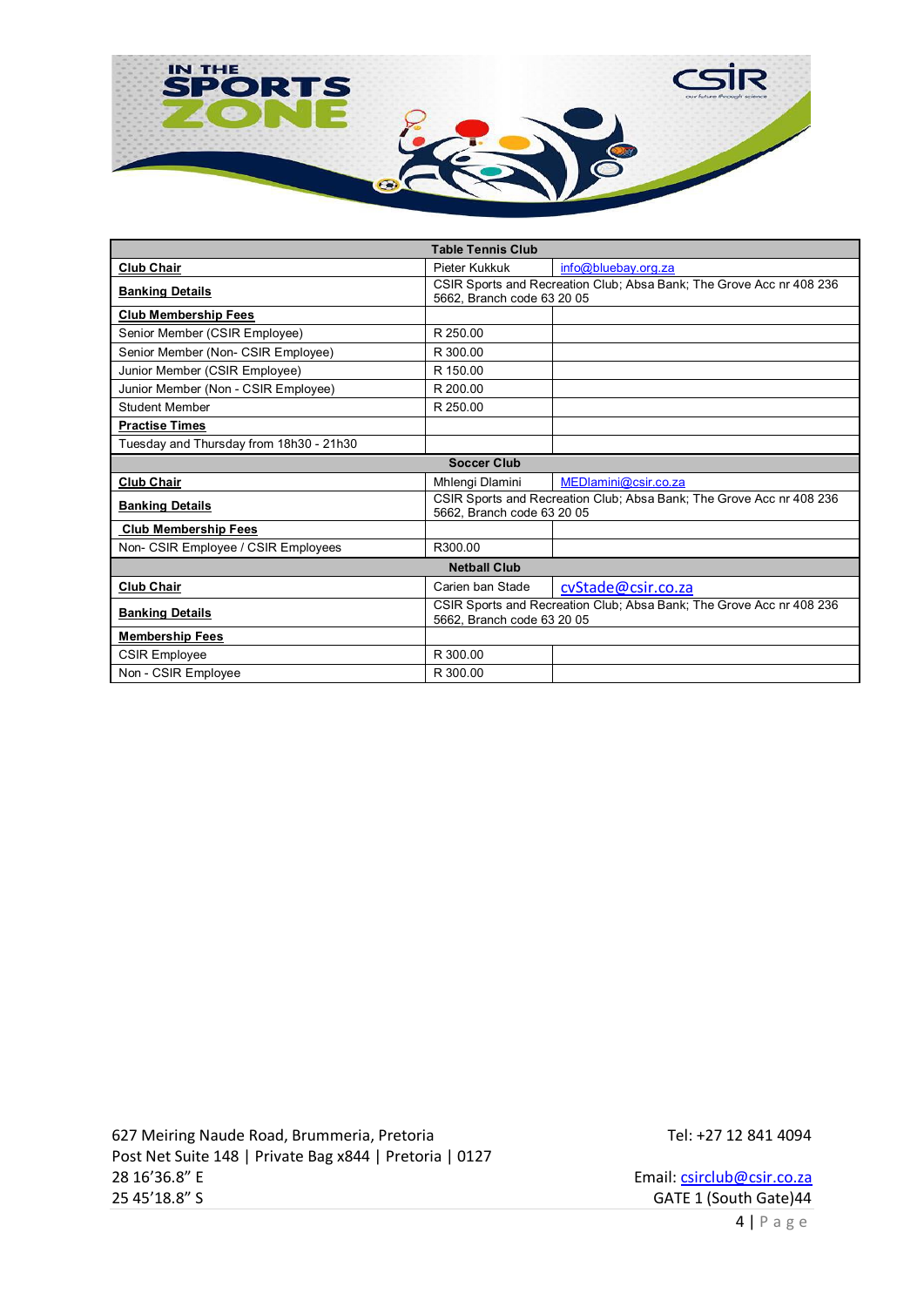| | | |
|---|---|---|
| **Table Tennis Club** | | |
| **Club Chair** | Pieter Kukkuk | info@bluebay.org.za |
| **Banking Details** | CSIR Sports and Recreation Club; Absa Bank; The Grove Acc nr 408 236 5662, Branch code 63 20 05 | |
| **Club Membership Fees** | | |
| Senior Member (CSIR Employee) | R 250.00 | |
| Senior Member (Non- CSIR Employee) | R 300.00 | |
| Junior Member (CSIR Employee) | R 150.00 | |
| Junior Member (Non - CSIR Employee) | R 200.00 | |
| Student Member | R 250.00 | |
| **Practise Times** | | |
| Tuesday and Thursday from 18h30 - 21h30 | | |
| **Soccer Club** | | |
| **Club Chair** | Mhlengi Dlamini | MEDlamini@csir.co.za |
| **Banking Details** | CSIR Sports and Recreation Club; Absa Bank; The Grove Acc nr 408 236 5662, Branch code 63 20 05 | |
| **Club Membership Fees** | | |
| Non- CSIR Employee / CSIR Employees | R300.00 | |
| **Netball Club** | | |
| **Club Chair** | Carien ban Stade | cvStade@csir.co.za |
| **Banking Details** | CSIR Sports and Recreation Club; Absa Bank; The Grove Acc nr 408 236 5662, Branch code 63 20 05 | |
| **Membership Fees** | | |
| CSIR Employee | R 300.00 | |
| Non - CSIR Employee | R 300.00 | |

627 Meiring Naude Road, Brummeria, Pretoria
Post Net Suite 148 | Private Bag x844 | Pretoria | 0127
28 16'36.8" E
25 45'18.8" S

Tel: +27 12 841 4094

Email: csirclub@csir.co.za
GATE 1 (South Gate)44